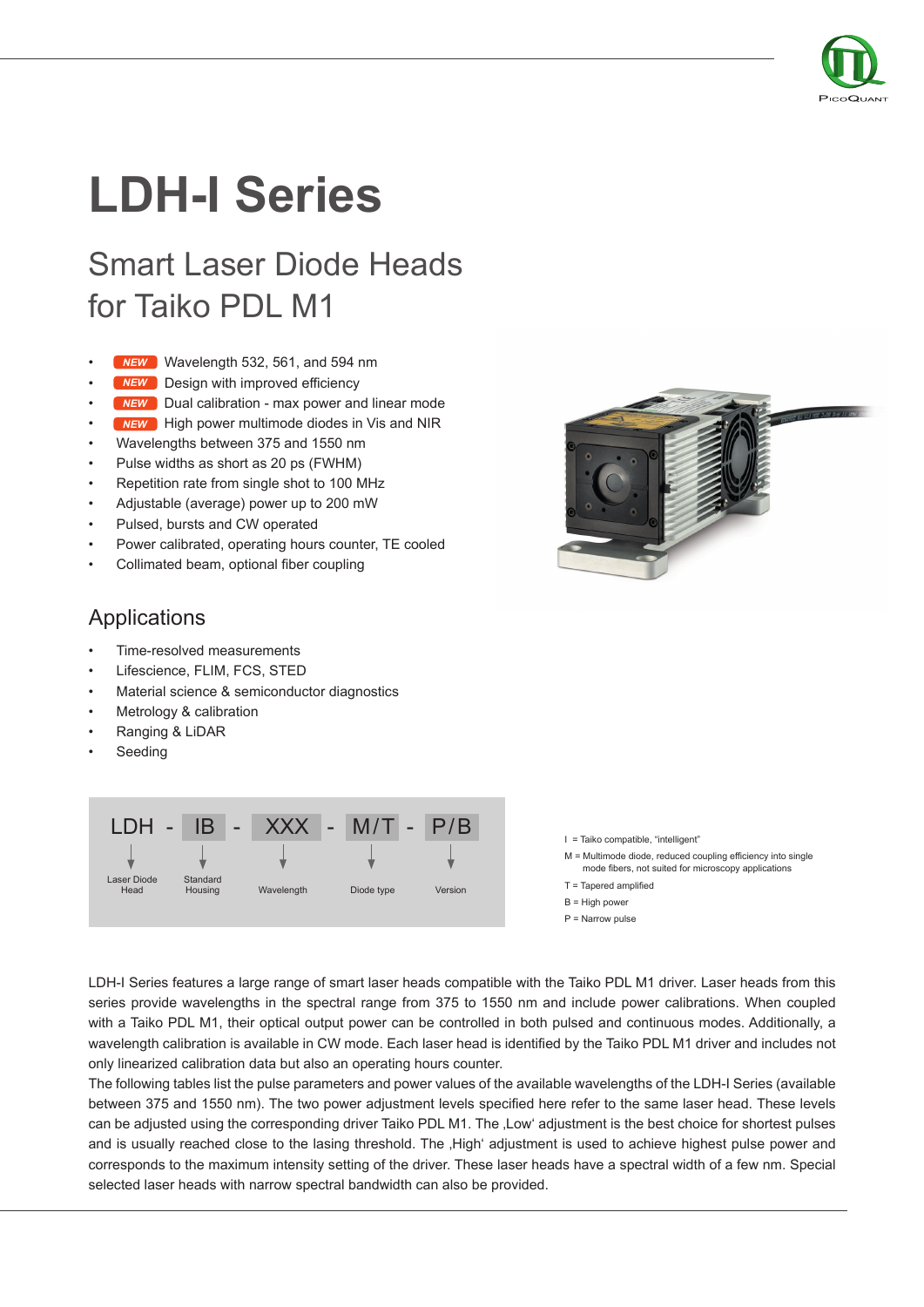# LDH-I Series

## Smart Laser Diode Heads for Taiko PDL M1

- NEW Wavelength 532, 561, and 594 nm
- NEW Design with improved efficiency
- NEW Dual calibration - max power and linear mode
- NEW High power multimode diodes in Vis and NIR
- Wavelengths between 375 and 1550 nm
- Pulse widths as short as 20 ps (FWHM)
- Repetition rate from single shot to 100 MHz
- Adjustable (average) power up to 200 mW
- Pulsed, bursts and CW operated
- Power calibrated, operating hours counter, TE cooled
- Collimated beam, optional fiber coupling

## Applications

- Time-resolved measurements
- Lifescience, FLIM, FCS, STED
- Material science & semiconductor diagnostics
- Metrology & calibration
- Ranging & LiDAR
- Seeding

| LDH | - | IB | - | XXX | - | M/T | - | P/B |
|---|---|---|---|---|---|---|---|---|
| Laser Diode Head | | Standard Housing | | Wavelength | | Diode type | | Version |

I = Taiko compatible, "intelligent"

M = Multimode diode, reduced coupling efficiency into single mode fibers, not suited for microscopy applications

T = Tapered amplified

B = High power

P = Narrow pulse

LDH-I Series features a large range of smart laser heads compatible with the Taiko PDL M1 driver. Laser heads from this series provide wavelengths in the spectral range from 375 to 1550 nm and include power calibrations. When coupled with a Taiko PDL M1, their optical output power can be controlled in both pulsed and continuous modes. Additionally, a wavelength calibration is available in CW mode. Each laser head is identified by the Taiko PDL M1 driver and includes not only linearized calibration data but also an operating hours counter.

The following tables list the pulse parameters and power values of the available wavelengths of the LDH-I Series (available between 375 and 1550 nm). The two power adjustment levels specified here refer to the same laser head. These levels can be adjusted using the corresponding driver Taiko PDL M1. The ‚Low' adjustment is the best choice for shortest pulses and is usually reached close to the lasing threshold. The ‚High' adjustment is used to achieve highest pulse power and corresponds to the maximum intensity setting of the driver. These laser heads have a spectral width of a few nm. Special selected laser heads with narrow spectral bandwidth can also be provided.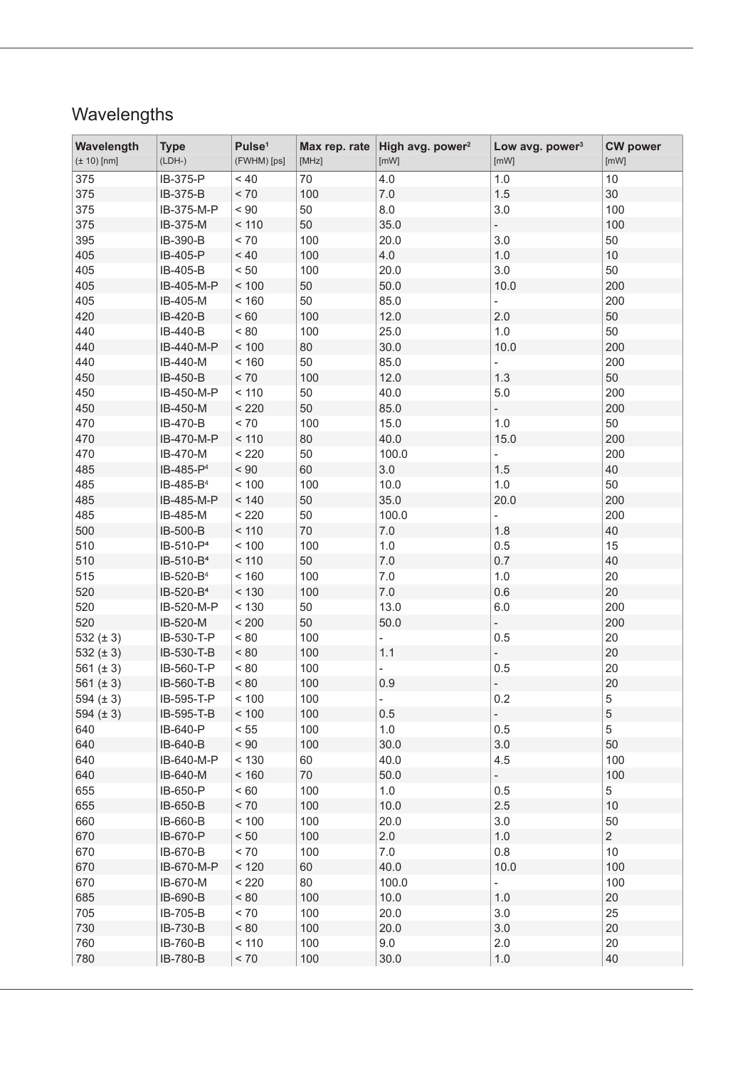## Wavelengths

| Wavelength (± 10) [nm] | Type (LDH-) | Pulse[1] (FWHM) [ps] | Max rep. rate [MHz] | High avg. power[2] [mW] | Low avg. power[3] [mW] | CW power [mW] |
|---|---|---|---|---|---|---|
| 375 | IB-375-P | < 40 | 70 | 4.0 | 1.0 | 10 |
| 375 | IB-375-B | < 70 | 100 | 7.0 | 1.5 | 30 |
| 375 | IB-375-M-P | < 90 | 50 | 8.0 | 3.0 | 100 |
| 375 | IB-375-M | < 110 | 50 | 35.0 | - | 100 |
| 395 | IB-390-B | < 70 | 100 | 20.0 | 3.0 | 50 |
| 405 | IB-405-P | < 40 | 100 | 4.0 | 1.0 | 10 |
| 405 | IB-405-B | < 50 | 100 | 20.0 | 3.0 | 50 |
| 405 | IB-405-M-P | < 100 | 50 | 50.0 | 10.0 | 200 |
| 405 | IB-405-M | < 160 | 50 | 85.0 | - | 200 |
| 420 | IB-420-B | < 60 | 100 | 12.0 | 2.0 | 50 |
| 440 | IB-440-B | < 80 | 100 | 25.0 | 1.0 | 50 |
| 440 | IB-440-M-P | < 100 | 80 | 30.0 | 10.0 | 200 |
| 440 | IB-440-M | < 160 | 50 | 85.0 | - | 200 |
| 450 | IB-450-B | < 70 | 100 | 12.0 | 1.3 | 50 |
| 450 | IB-450-M-P | < 110 | 50 | 40.0 | 5.0 | 200 |
| 450 | IB-450-M | < 220 | 50 | 85.0 | - | 200 |
| 470 | IB-470-B | < 70 | 100 | 15.0 | 1.0 | 50 |
| 470 | IB-470-M-P | < 110 | 80 | 40.0 | 15.0 | 200 |
| 470 | IB-470-M | < 220 | 50 | 100.0 | - | 200 |
| 485 | IB-485-P[4] | < 90 | 60 | 3.0 | 1.5 | 40 |
| 485 | IB-485-B[4] | < 100 | 100 | 10.0 | 1.0 | 50 |
| 485 | IB-485-M-P | < 140 | 50 | 35.0 | 20.0 | 200 |
| 485 | IB-485-M | < 220 | 50 | 100.0 | - | 200 |
| 500 | IB-500-B | < 110 | 70 | 7.0 | 1.8 | 40 |
| 510 | IB-510-P[4] | < 100 | 100 | 1.0 | 0.5 | 15 |
| 510 | IB-510-B[4] | < 110 | 50 | 7.0 | 0.7 | 40 |
| 515 | IB-520-B[4] | < 160 | 100 | 7.0 | 1.0 | 20 |
| 520 | IB-520-B[4] | < 130 | 100 | 7.0 | 0.6 | 20 |
| 520 | IB-520-M-P | < 130 | 50 | 13.0 | 6.0 | 200 |
| 520 | IB-520-M | < 200 | 50 | 50.0 | - | 200 |
| 532 (± 3) | IB-530-T-P | < 80 | 100 | - | 0.5 | 20 |
| 532 (± 3) | IB-530-T-B | < 80 | 100 | 1.1 | - | 20 |
| 561 (± 3) | IB-560-T-P | < 80 | 100 | - | 0.5 | 20 |
| 561 (± 3) | IB-560-T-B | < 80 | 100 | 0.9 | - | 20 |
| 594 (± 3) | IB-595-T-P | < 100 | 100 | - | 0.2 | 5 |
| 594 (± 3) | IB-595-T-B | < 100 | 100 | 0.5 | - | 5 |
| 640 | IB-640-P | < 55 | 100 | 1.0 | 0.5 | 5 |
| 640 | IB-640-B | < 90 | 100 | 30.0 | 3.0 | 50 |
| 640 | IB-640-M-P | < 130 | 60 | 40.0 | 4.5 | 100 |
| 640 | IB-640-M | < 160 | 70 | 50.0 | - | 100 |
| 655 | IB-650-P | < 60 | 100 | 1.0 | 0.5 | 5 |
| 655 | IB-650-B | < 70 | 100 | 10.0 | 2.5 | 10 |
| 660 | IB-660-B | < 100 | 100 | 20.0 | 3.0 | 50 |
| 670 | IB-670-P | < 50 | 100 | 2.0 | 1.0 | 2 |
| 670 | IB-670-B | < 70 | 100 | 7.0 | 0.8 | 10 |
| 670 | IB-670-M-P | < 120 | 60 | 40.0 | 10.0 | 100 |
| 670 | IB-670-M | < 220 | 80 | 100.0 | - | 100 |
| 685 | IB-690-B | < 80 | 100 | 10.0 | 1.0 | 20 |
| 705 | IB-705-B | < 70 | 100 | 20.0 | 3.0 | 25 |
| 730 | IB-730-B | < 80 | 100 | 20.0 | 3.0 | 20 |
| 760 | IB-760-B | < 110 | 100 | 9.0 | 2.0 | 20 |
| 780 | IB-780-B | < 70 | 100 | 30.0 | 1.0 | 40 |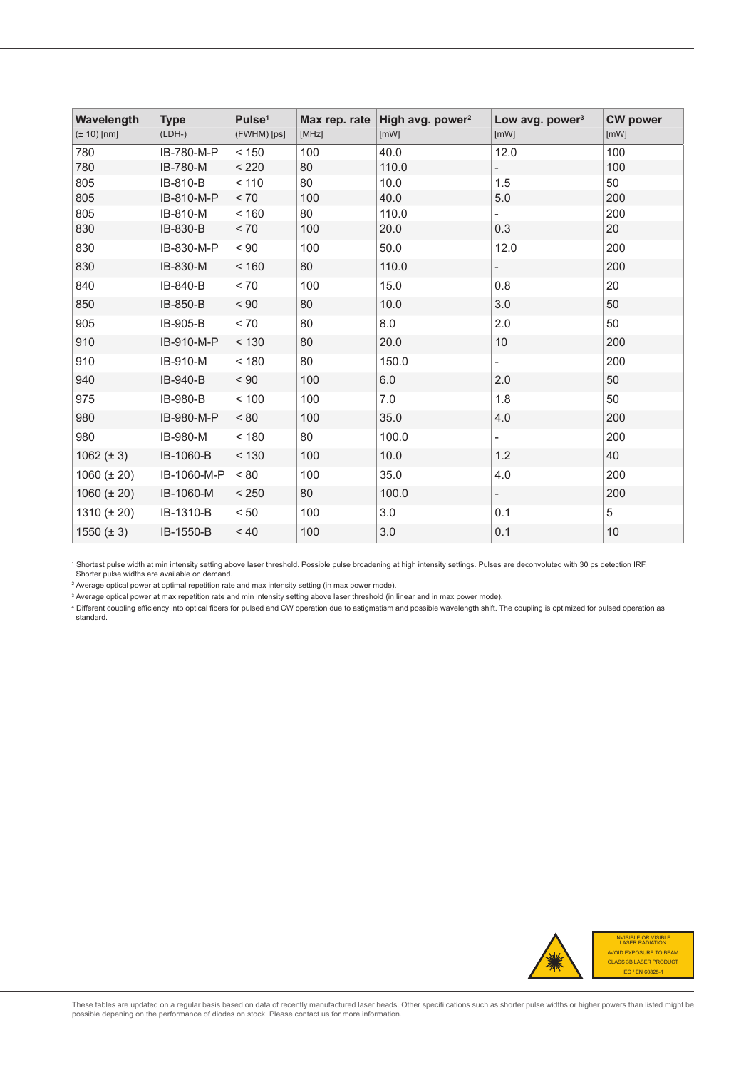| **Wavelength** (± 10) [nm] | **Type** (LDH-) | **Pulse**[1] (FWHM) [ps] | **Max rep. rate** [MHz] | **High avg. power**[2] [mW] | **Low avg. power**[3] [mW] | **CW power** [mW] |
|---|---|---|---|---|---|---|
| 780 | IB-780-M-P | < 150 | 100 | 40.0 | 12.0 | 100 |
| 780 | IB-780-M | < 220 | 80 | 110.0 | - | 100 |
| 805 | IB-810-B | < 110 | 80 | 10.0 | 1.5 | 50 |
| 805 | IB-810-M-P | < 70 | 100 | 40.0 | 5.0 | 200 |
| 805 | IB-810-M | < 160 | 80 | 110.0 | - | 200 |
| 830 | IB-830-B | < 70 | 100 | 20.0 | 0.3 | 20 |
| 830 | IB-830-M-P | < 90 | 100 | 50.0 | 12.0 | 200 |
| 830 | IB-830-M | < 160 | 80 | 110.0 | - | 200 |
| 840 | IB-840-B | < 70 | 100 | 15.0 | 0.8 | 20 |
| 850 | IB-850-B | < 90 | 80 | 10.0 | 3.0 | 50 |
| 905 | IB-905-B | < 70 | 80 | 8.0 | 2.0 | 50 |
| 910 | IB-910-M-P | < 130 | 80 | 20.0 | 10 | 200 |
| 910 | IB-910-M | < 180 | 80 | 150.0 | - | 200 |
| 940 | IB-940-B | < 90 | 100 | 6.0 | 2.0 | 50 |
| 975 | IB-980-B | < 100 | 100 | 7.0 | 1.8 | 50 |
| 980 | IB-980-M-P | < 80 | 100 | 35.0 | 4.0 | 200 |
| 980 | IB-980-M | < 180 | 80 | 100.0 | - | 200 |
| 1062 (± 3) | IB-1060-B | < 130 | 100 | 10.0 | 1.2 | 40 |
| 1060 (± 20) | IB-1060-M-P | < 80 | 100 | 35.0 | 4.0 | 200 |
| 1060 (± 20) | IB-1060-M | < 250 | 80 | 100.0 | - | 200 |
| 1310 (± 20) | IB-1310-B | < 50 | 100 | 3.0 | 0.1 | 5 |
| 1550 (± 3) | IB-1550-B | < 40 | 100 | 3.0 | 0.1 | 10 |

[1] Shortest pulse width at min intensity setting above laser threshold. Possible pulse broadening at high intensity settings. Pulses are deconvoluted with 30 ps detection IRF. Shorter pulse widths are available on demand.

[2] Average optical power at optimal repetition rate and max intensity setting (in max power mode).

[3] Average optical power at max repetition rate and min intensity setting above laser threshold (in linear and in max power mode).

[4] Different coupling efficiency into optical fibers for pulsed and CW operation due to astigmatism and possible wavelength shift. The coupling is optimized for pulsed operation as standard.

INVISIBLE OR VISIBLE LASER RADIATION
AVOID EXPOSURE TO BEAM
CLASS 3B LASER PRODUCT
IEC / EN 60825-1

These tables are updated on a regular basis based on data of recently manufactured laser heads. Other specifi cations such as shorter pulse widths or higher powers than listed might be possible depening on the performance of diodes on stock. Please contact us for more information.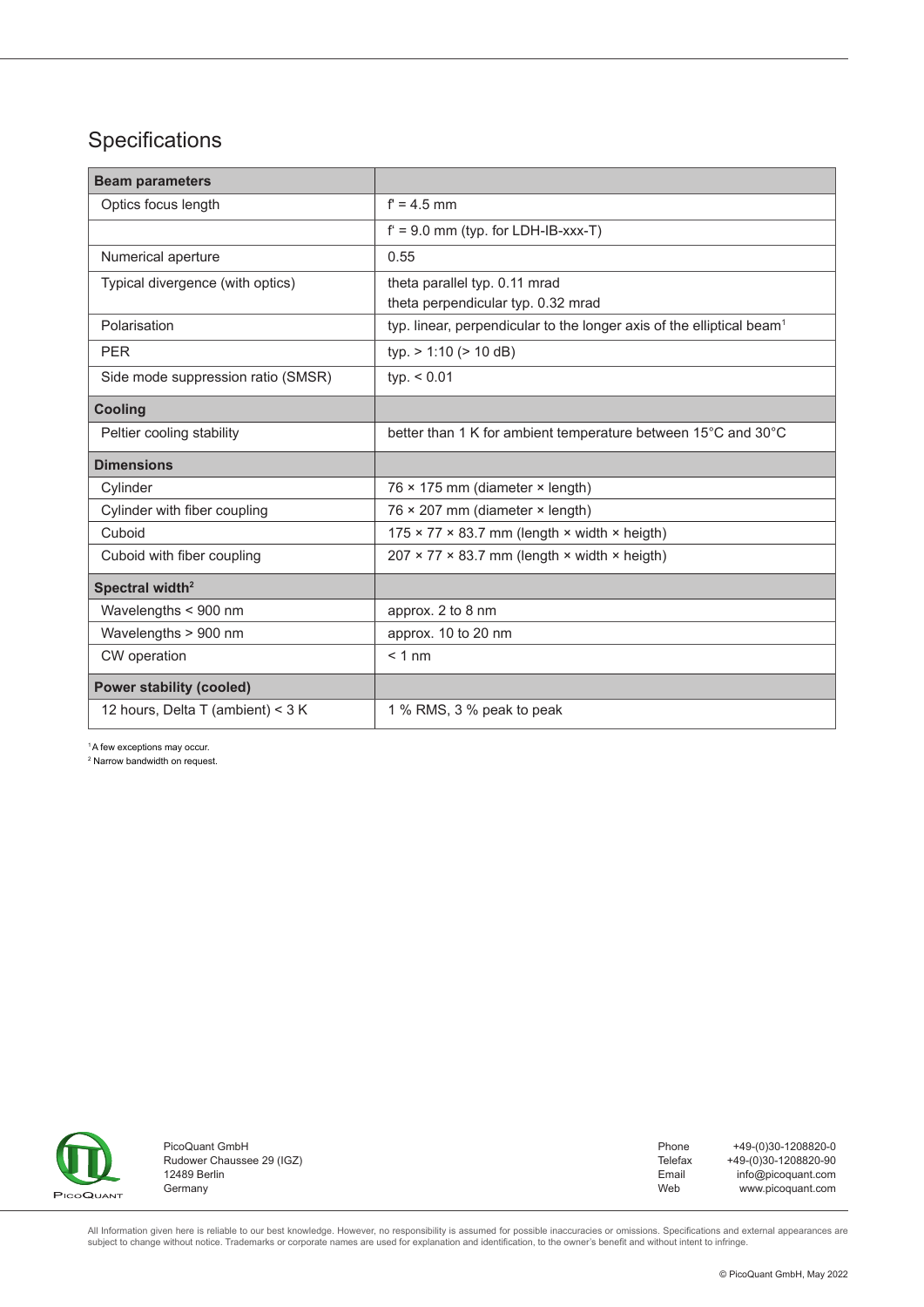## Specifications

| Beam parameters | |
|---|---|
| Optics focus length | f' = 4.5 mm |
| | f' = 9.0 mm (typ. for LDH-IB-xxx-T) |
| Numerical aperture | 0.55 |
| Typical divergence (with optics) | theta parallel typ. 0.11 mrad<br>theta perpendicular typ. 0.32 mrad |
| Polarisation | typ. linear, perpendicular to the longer axis of the elliptical beam[1] |
| PER | typ. > 1:10 (> 10 dB) |
| Side mode suppression ratio (SMSR) | typ. < 0.01 |
| **Cooling** | |
| Peltier cooling stability | better than 1 K for ambient temperature between 15°C and 30°C |
| **Dimensions** | |
| Cylinder | 76 × 175 mm (diameter × length) |
| Cylinder with fiber coupling | 76 × 207 mm (diameter × length) |
| Cuboid | 175 × 77 × 83.7 mm (length × width × heigth) |
| Cuboid with fiber coupling | 207 × 77 × 83.7 mm (length × width × heigth) |
| **Spectral width[2]** | |
| Wavelengths < 900 nm | approx. 2 to 8 nm |
| Wavelengths > 900 nm | approx. 10 to 20 nm |
| CW operation | < 1 nm |
| **Power stability (cooled)** | |
| 12 hours, Delta T (ambient) < 3 K | 1 % RMS, 3 % peak to peak |

[1] A few exceptions may occur.
[2] Narrow bandwidth on request.

PicoQuant GmbH
Rudower Chaussee 29 (IGZ)
12489 Berlin
Germany

Phone +49-(0)30-1208820-0
Telefax +49-(0)30-1208820-90
Email info@picoquant.com
Web www.picoquant.com

All Information given here is reliable to our best knowledge. However, no responsibility is assumed for possible inaccuracies or omissions. Specifications and external appearances are subject to change without notice. Trademarks or corporate names are used for explanation and identification, to the owner's benefit and without intent to infringe.

© PicoQuant GmbH, May 2022